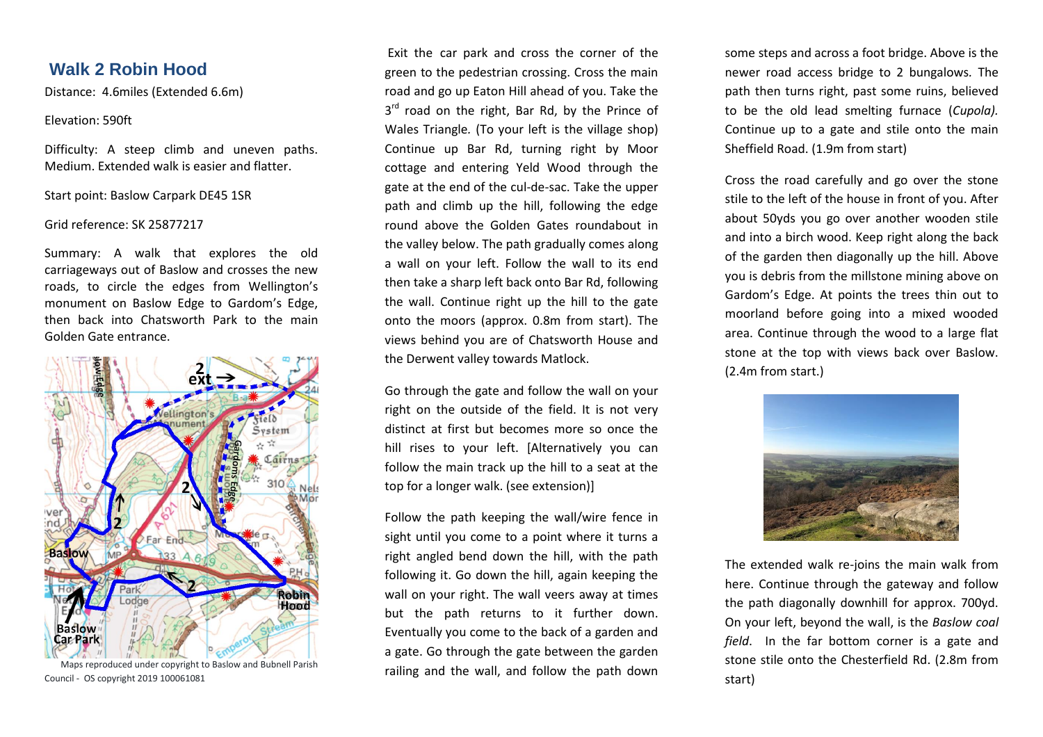## Walk 2 Robin Hood

Distance: 4.6miles (Extended 6.6m)

Elevation: 590ft

Difficulty: A steep climb and uneven paths. Medium. Extended walk is easier and flatter.

Start point: Baslow Carpark DE45 1SR

Grid reference: SK 25877217

Summary: A walk that explores the old carriageways out of Baslow and crosses the new roads, to circle the edges from Wellington's monument on Baslow Edge to Gardom's Edge, then back into Chatsworth Park to the main Golden Gate entrance.

Maps reproduced under copyright to Baslow and Bubnell Parish Council - OS copyright 2019 100061081

Exit the car park and cross the corner of the green to the pedestrian crossing. Cross the main road and go up Eaton Hill ahead of you. Take the 3rd road on the right, Bar Rd, by the Prince of Wales Triangle. (To your left is the village shop) Continue up Bar Rd, turning right by Moor cottage and entering Yeld Wood through the gate at the end of the cul-de-sac. Take the upper path and climb up the hill, following the edge round above the Golden Gates roundabout in the valley below. The path gradually comes along a wall on your left. Follow the wall to its end then take a sharp left back onto Bar Rd, following the wall. Continue right up the hill to the gate onto the moors (approx. 0.8m from start). The views behind you are of Chatsworth House and the Derwent valley towards Matlock.

Go through the gate and follow the wall on your right on the outside of the field. It is not very distinct at first but becomes more so once the hill rises to your left. [Alternatively you can follow the main track up the hill to a seat at the top for a longer walk. (see extension)]

Follow the path keeping the wall/wire fence in sight until you come to a point where it turns a right angled bend down the hill, with the path following it. Go down the hill, again keeping the wall on your right. The wall veers away at times but the path returns to it further down. Eventually you come to the back of a garden and a gate. Go through the gate between the garden railing and the wall, and follow the path down some steps and across a foot bridge. Above is the newer road access bridge to 2 bungalows. The path then turns right, past some ruins, believed to be the old lead smelting furnace (*Cupola).* Continue up to a gate and stile onto the main Sheffield Road. (1.9m from start)

Cross the road carefully and go over the stone stile to the left of the house in front of you. After about 50yds you go over another wooden stile and into a birch wood. Keep right along the back of the garden then diagonally up the hill. Above you is debris from the millstone mining above on Gardom's Edge. At points the trees thin out to moorland before going into a mixed wooded area. Continue through the wood to a large flat stone at the top with views back over Baslow. (2.4m from start.)

The extended walk re-joins the main walk from here. Continue through the gateway and follow the path diagonally downhill for approx. 700yd. On your left, beyond the wall, is the *Baslow coal field*. In the far bottom corner is a gate and stone stile onto the Chesterfield Rd. (2.8m from start)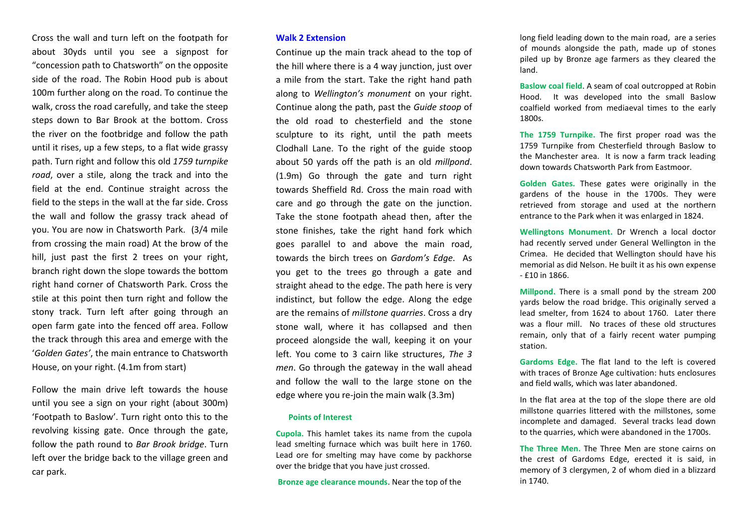Cross the wall and turn left on the footpath for about 30yds until you see a signpost for "concession path to Chatsworth" on the opposite side of the road. The Robin Hood pub is about 100m further along on the road. To continue the walk, cross the road carefully, and take the steep steps down to Bar Brook at the bottom. Cross the river on the footbridge and follow the path until it rises, up a few steps, to a flat wide grassy path. Turn right and follow this old *1759 turnpike road*, over a stile, along the track and into the field at the end. Continue straight across the field to the steps in the wall at the far side. Cross the wall and follow the grassy track ahead of you. You are now in Chatsworth Park. (3/4 mile from crossing the main road) At the brow of the hill, just past the first 2 trees on your right, branch right down the slope towards the bottom right hand corner of Chatsworth Park. Cross the stile at this point then turn right and follow the stony track. Turn left after going through an open farm gate into the fenced off area. Follow the track through this area and emerge with the '*Golden Gates'*, the main entrance to Chatsworth House, on your right. (4.1m from start)

Follow the main drive left towards the house until you see a sign on your right (about 300m) 'Footpath to Baslow'. Turn right onto this to the revolving kissing gate. Once through the gate, follow the path round to *Bar Brook bridge*. Turn left over the bridge back to the village green and car park.

## Walk 2 Extension

Continue up the main track ahead to the top of the hill where there is a 4 way junction, just over a mile from the start. Take the right hand path along to *Wellington's monument* on your right. Continue along the path, past the *Guide stoop* of the old road to chesterfield and the stone sculpture to its right, until the path meets Clodhall Lane. To the right of the guide stoop about 50 yards off the path is an old *millpond*. (1.9m) Go through the gate and turn right towards Sheffield Rd. Cross the main road with care and go through the gate on the junction. Take the stone footpath ahead then, after the stone finishes, take the right hand fork which goes parallel to and above the main road, towards the birch trees on *Gardom's Edge*. As you get to the trees go through a gate and straight ahead to the edge. The path here is very indistinct, but follow the edge. Along the edge are the remains of *millstone quarries*. Cross a dry stone wall, where it has collapsed and then proceed alongside the wall, keeping it on your left. You come to 3 cairn like structures, *The 3 men*. Go through the gateway in the wall ahead and follow the wall to the large stone on the edge where you re-join the main walk (3.3m)

### Points of Interest

**Cupola.** This hamlet takes its name from the cupola lead smelting furnace which was built here in 1760. Lead ore for smelting may have come by packhorse over the bridge that you have just crossed.

**Bronze age clearance mounds**. Near the top of the long field leading down to the main road, are a series of mounds alongside the path, made up of stones piled up by Bronze age farmers as they cleared the land.

**Baslow coal field**. A seam of coal outcropped at Robin Hood. It was developed into the small Baslow coalfield worked from mediaeval times to the early 1800s.

**The 1759 Turnpike.** The first proper road was the 1759 Turnpike from Chesterfield through Baslow to the Manchester area. It is now a farm track leading down towards Chatsworth Park from Eastmoor.

**Golden Gates.** These gates were originally in the gardens of the house in the 1700s. They were retrieved from storage and used at the northern entrance to the Park when it was enlarged in 1824.

**Wellingtons Monument.** Dr Wrench a local doctor had recently served under General Wellington in the Crimea. He decided that Wellington should have his memorial as did Nelson. He built it as his own expense - £10 in 1866.

**Millpond.** There is a small pond by the stream 200 yards below the road bridge. This originally served a lead smelter, from 1624 to about 1760. Later there was a flour mill. No traces of these old structures remain, only that of a fairly recent water pumping station.

**Gardoms Edge.** The flat land to the left is covered with traces of Bronze Age cultivation: huts enclosures and field walls, which was later abandoned.

In the flat area at the top of the slope there are old millstone quarries littered with the millstones, some incomplete and damaged. Several tracks lead down to the quarries, which were abandoned in the 1700s.

**The Three Men.** The Three Men are stone cairns on the crest of Gardoms Edge, erected it is said, in memory of 3 clergymen, 2 of whom died in a blizzard in 1740.